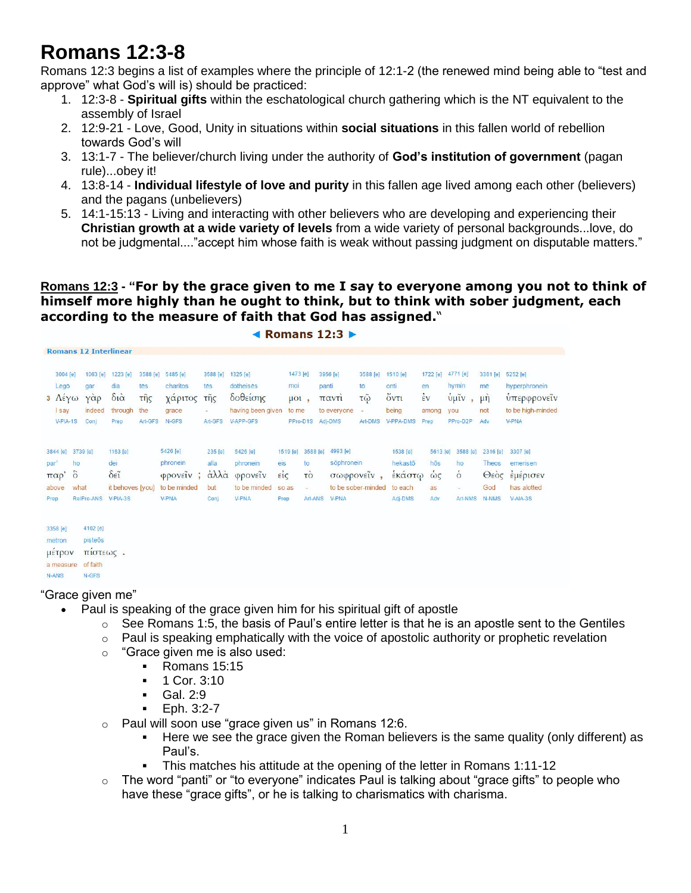# Romans 12:3-8

Romans 12:3 begins a list of examples where the principle of 12:1-2 (the renewed mind being able to "test and approve" what God's will is) should be practiced:

1. 12:3-8 - **Spiritual gifts** within the eschatological church gathering which is the NT equivalent to the assembly of Israel
2. 12:9-21 - Love, Good, Unity in situations within **social situations** in this fallen world of rebellion towards God's will
3. 13:1-7 - The believer/church living under the authority of **God's institution of government** (pagan rule)...obey it!
4. 13:8-14 - **Individual lifestyle of love and purity** in this fallen age lived among each other (believers) and the pagans (unbelievers)
5. 14:1-15:13 - Living and interacting with other believers who are developing and experiencing their **Christian growth at a wide variety of levels** from a wide variety of personal backgrounds...love, do not be judgmental...."accept him whose faith is weak without passing judgment on disputable matters."

**Romans 12:3 - "For by the grace given to me I say to everyone among you not to think of himself more highly than he ought to think, but to think with sober judgment, each according to the measure of faith that God has assigned."**

◄ Romans 12:3 ►

Romans 12 Interlinear

| 3004 [e] | 1063 [e] | 1223 [e] | 3588 [e] | 5485 [e] | 3588 [e] | 1325 [e] | 1473 [e] | 3956 [e] | 3588 [e] | 1510 [e] | 1722 [e] | 4771 [e] | 3361 [e] | 5252 [e] |
|---|---|---|---|---|---|---|---|---|---|---|---|---|---|---|
| Legō | gar | dia | tēs | charitos | tēs | dotheisēs | moi | panti | tō | onti | en | hymin | mē | hyperphronein |
| 3 Λέγω | γὰρ | διὰ | τῆς | χάριτος | τῆς | δοθείσης | μοι , | παντὶ | τῷ | ὄντι | ἐν | ὑμῖν , | μὴ | ὑπερφρονεῖν |
| I say | indeed | through | the | grace | - | having been given | to me | to everyone | - | being | among | you | not | to be high-minded |
| V-PIA-1S | Conj | Prep | Art-GFS | N-GFS | Art-GFS | V-APP-GFS | PPro-D1S | Adj-DMS | Art-DMS | V-PPA-DMS | Prep | PPro-D2P | Adv | V-PNA |

| 3844 [e] | 3739 [e] | 1163 [e] | 5426 [e] | 235 [e] | 5426 [e] | 1519 [e] | 3588 [e] | 4993 [e] | 1538 [e] | 5613 [e] | 3588 [e] | 2316 [e] | 3307 [e] |
|---|---|---|---|---|---|---|---|---|---|---|---|---|---|
| par' | ho | dei | phronein | alla | phronein | eis | to | sōphronein | hekastō | hōs | ho | Theos | emerisen |
| παρ' | ὃ | δεῖ | φρονεῖν ; | ἀλλὰ | φρονεῖν | εἰς | τὸ | σωφρονεῖν , | ἑκάστῳ | ὡς | ὁ | Θεὸς | ἐμέρισεν |
| above | what | it behoves [you] | to be minded | but | to be minded | so as | - | to be sober-minded | to each | as | - | God | has alloted |
| Prep | RelPro-ANS | V-PIA-3S | V-PNA | Conj | V-PNA | Prep | Art-ANS | V-PNA | Adj-DMS | Adv | Art-NMS | N-NMS | V-AIA-3S |

| 3358 [e] | 4102 [e] |
|---|---|
| metron | pisteōs |
| μέτρον | πίστεως . |
| a measure | of faith |
| N-ANS | N-GFS |

"Grace given me"

- Paul is speaking of the grace given him for his spiritual gift of apostle
  - See Romans 1:5, the basis of Paul's entire letter is that he is an apostle sent to the Gentiles
  - Paul is speaking emphatically with the voice of apostolic authority or prophetic revelation
  - "Grace given me is also used:
    - Romans 15:15
    - 1 Cor. 3:10
    - Gal. 2:9
    - Eph. 3:2-7
  - Paul will soon use "grace given us" in Romans 12:6.
    - Here we see the grace given the Roman believers is the same quality (only different) as Paul's.
    - This matches his attitude at the opening of the letter in Romans 1:11-12
  - The word "panti" or "to everyone" indicates Paul is talking about "grace gifts" to people who have these "grace gifts", or he is talking to charismatics with charisma.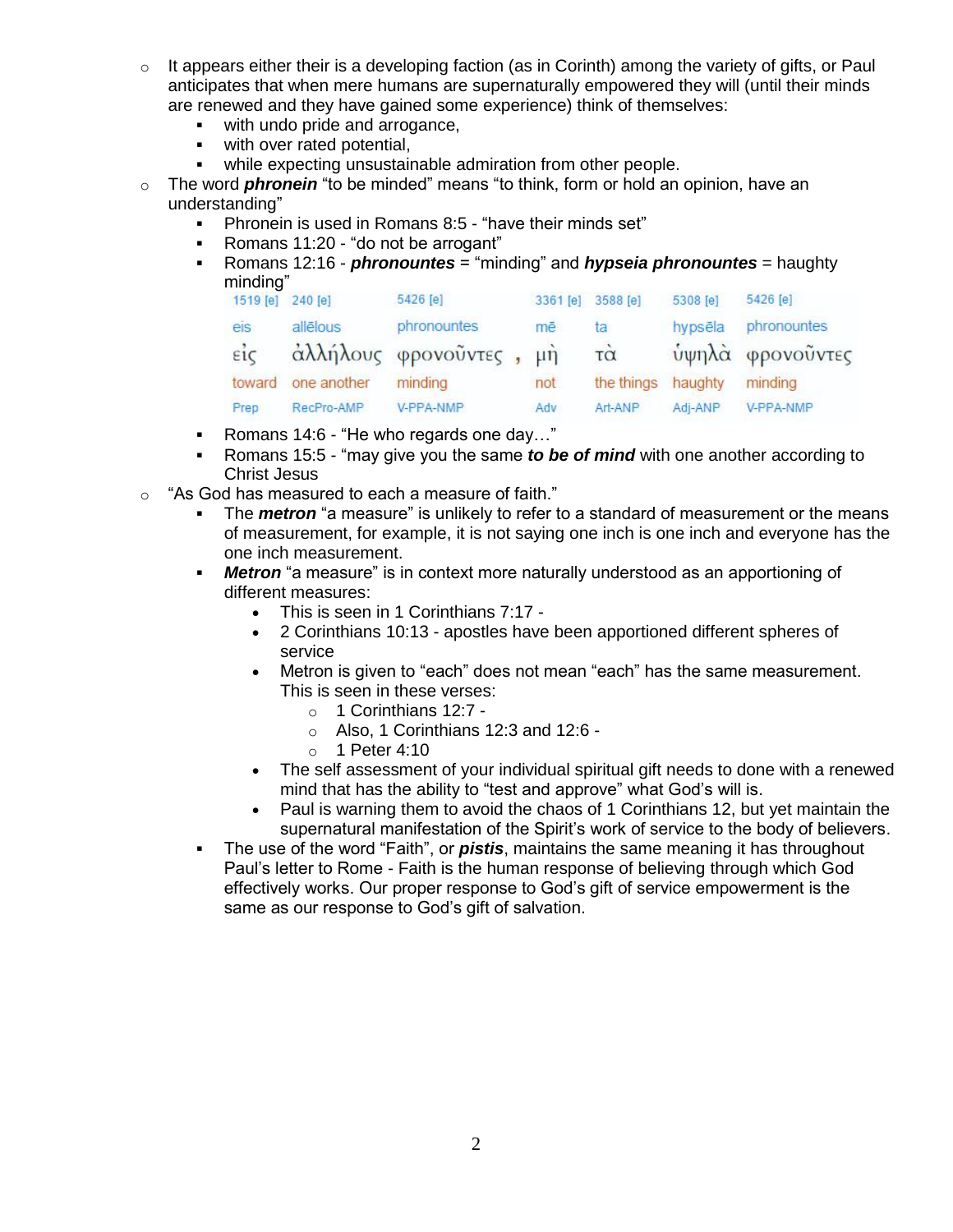- It appears either their is a developing faction (as in Corinth) among the variety of gifts, or Paul anticipates that when mere humans are supernaturally empowered they will (until their minds are renewed and they have gained some experience) think of themselves:
    - with undo pride and arrogance,
    - with over rated potential,
    - while expecting unsustainable admiration from other people.
- The word ***phronein*** "to be minded" means "to think, form or hold an opinion, have an understanding"
    - Phronein is used in Romans 8:5 - "have their minds set"
    - Romans 11:20 - "do not be arrogant"
    - Romans 12:16 - ***phronountes*** = "minding" and ***hypseia phronountes*** = haughty minding"

| 1519 [e] | 240 [e] | 5426 [e] | | 3361 [e] | 3588 [e] | 5308 [e] | 5426 [e] |
|---|---|---|---|---|---|---|---|
| eis | allēlous | phronountes | | mē | ta | hypsēla | phronountes |
| εἰς | ἀλλήλους | φρονοῦντες | , | μὴ | τὰ | ὑψηλὰ | φρονοῦντες |
| toward | one another | minding | | not | the things | haughty | minding |
| Prep | RecPro-AMP | V-PPA-NMP | | Adv | Art-ANP | Adj-ANP | V-PPA-NMP |

- Romans 14:6 - "He who regards one day…"
- Romans 15:5 - "may give you the same ***to be of mind*** with one another according to Christ Jesus
- "As God has measured to each a measure of faith."
    - The ***metron*** "a measure" is unlikely to refer to a standard of measurement or the means of measurement, for example, it is not saying one inch is one inch and everyone has the one inch measurement.
    - ***Metron*** "a measure" is in context more naturally understood as an apportioning of different measures:
        - This is seen in 1 Corinthians 7:17 -
        - 2 Corinthians 10:13 - apostles have been apportioned different spheres of service
        - Metron is given to "each" does not mean "each" has the same measurement. This is seen in these verses:
            - 1 Corinthians 12:7 -
            - Also, 1 Corinthians 12:3 and 12:6 -
            - 1 Peter 4:10
        - The self assessment of your individual spiritual gift needs to done with a renewed mind that has the ability to "test and approve" what God's will is.
        - Paul is warning them to avoid the chaos of 1 Corinthians 12, but yet maintain the supernatural manifestation of the Spirit's work of service to the body of believers.
    - The use of the word "Faith", or ***pistis***, maintains the same meaning it has throughout Paul's letter to Rome - Faith is the human response of believing through which God effectively works. Our proper response to God's gift of service empowerment is the same as our response to God's gift of salvation.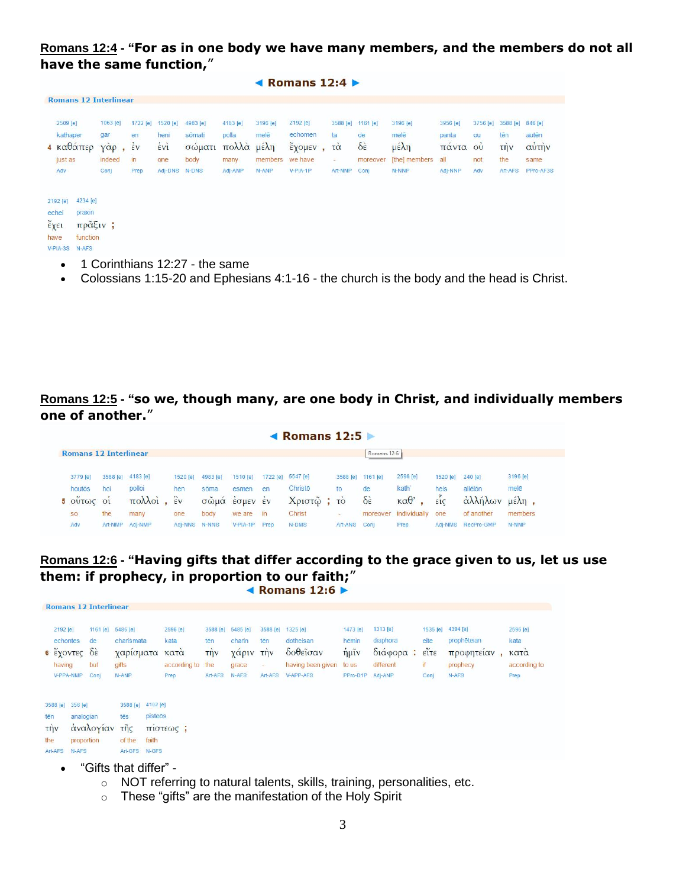**<u>Romans 12:4</u> - "For as in one body we have many members, and the members do not all have the same function,"**

**◄ Romans 12:4 ►**

**Romans 12 Interlinear**

| 2509 [e] | 1063 [e] | 1722 [e] | 1520 [e] | 4983 [e] | 4183 [e] | 3196 [e] | 2192 [e] | 3588 [e] | 1161 [e] | 3196 [e] | 3956 [e] | 3756 [e] | 3588 [e] | 846 [e] |
|---|---|---|---|---|---|---|---|---|---|---|---|---|---|---|
| kathaper | gar | en | heni | sōmati | polla | melē | echomen | ta | de | melē | panta | ou | tēn | autēn |
| 4 καθάπερ | γὰρ , | ἐν | ἑνὶ | σώματι | πολλὰ | μέλη | ἔχομεν , | τὰ | δὲ | μέλη | πάντα | οὐ | τὴν | αὐτὴν |
| just as | indeed | in | one | body | many | members | we have | - | moreover | [the] members | all | not | the | same |
| Adv | Conj | Prep | Adj-DNS | N-DNS | Adj-ANP | N-ANP | V-PIA-1P | Art-NNP | Conj | N-NNP | Adj-NNP | Adv | Art-AFS | PPro-AF3S |

| 2192 [e] | 4234 [e] |
|---|---|
| echei | praxin |
| ἔχει | πρᾶξιν ; |
| have | function |
| V-PIA-3S | N-AFS |

- 1 Corinthians 12:27 - the same
- Colossians 1:15-20 and Ephesians 4:1-16 - the church is the body and the head is Christ.

**<u>Romans 12:5</u> - "so we, though many, are one body in Christ, and individually members one of another."**

**◄ Romans 12:5 ►**

**Romans 12 Interlinear**

| 3779 [e] | 3588 [e] | 4183 [e] | 1520 [e] | 4983 [e] | 1510 [e] | 1722 [e] | 5547 [e] | 3588 [e] | 1161 [e] | 2596 [e] | 1520 [e] | 240 [e] | 3196 [e] |
|---|---|---|---|---|---|---|---|---|---|---|---|---|---|
| houtōs | hoi | polloi | hen | sōma | esmen | en | Christō | to | de | kath' | heis | allēlōn | melē |
| 5 οὕτως | οἱ | πολλοὶ , | ἓν | σῶμά | ἐσμεν | ἐν | Χριστῷ ; | τὸ | δὲ | καθ' , | εἷς | ἀλλήλων | μέλη , |
| so | the | many | one | body | we are | in | Christ | - | moreover | individually | one | of another | members |
| Adv | Art-NMP | Adj-NMP | Adj-NNS | N-NNS | V-PIA-1P | Prep | N-DMS | Art-ANS | Conj | Prep | Adj-NMS | RecPro-GMP | N-NNP |

**<u>Romans 12:6</u> - "Having gifts that differ according to the grace given to us, let us use them: if prophecy, in proportion to our faith;"**

**◄ Romans 12:6 ►**

**Romans 12 Interlinear**

| 2192 [e] | 1161 [e] | 5486 [e] | 2596 [e] | 3588 [e] | 5485 [e] | 3588 [e] | 1325 [e] | 1473 [e] | 1313 [e] | 1535 [e] | 4394 [e] | 2596 [e] |
|---|---|---|---|---|---|---|---|---|---|---|---|---|
| echontes | de | charismata | kata | tēn | charin | tēn | dotheisan | hēmin | diaphora | eite | prophēteian | kata |
| 6 ἔχοντες | δὲ | χαρίσματα | κατὰ | τὴν | χάριν | τὴν | δοθεῖσαν | ἡμῖν | διάφορα : | εἴτε | προφητείαν , | κατὰ |
| having | but | gifts | according to | the | grace | - | having been given | to us | different | if | prophecy | according to |
| V-PPA-NMP | Conj | N-ANP | Prep | Art-AFS | N-AFS | Art-AFS | V-APP-AFS | PPro-D1P | Adj-ANP | Conj | N-AFS | Prep |

| 3588 [e] | 356 [e] | 3588 [e] | 4102 [e] |
|---|---|---|---|
| tēn | analogian | tēs | pisteōs |
| τὴν | ἀναλογίαν | τῆς | πίστεως ; |
| the | proportion | of the | faith |
| Art-AFS | N-AFS | Art-GFS | N-GFS |

- "Gifts that differ" -
  - NOT referring to natural talents, skills, training, personalities, etc.
  - These "gifts" are the manifestation of the Holy Spirit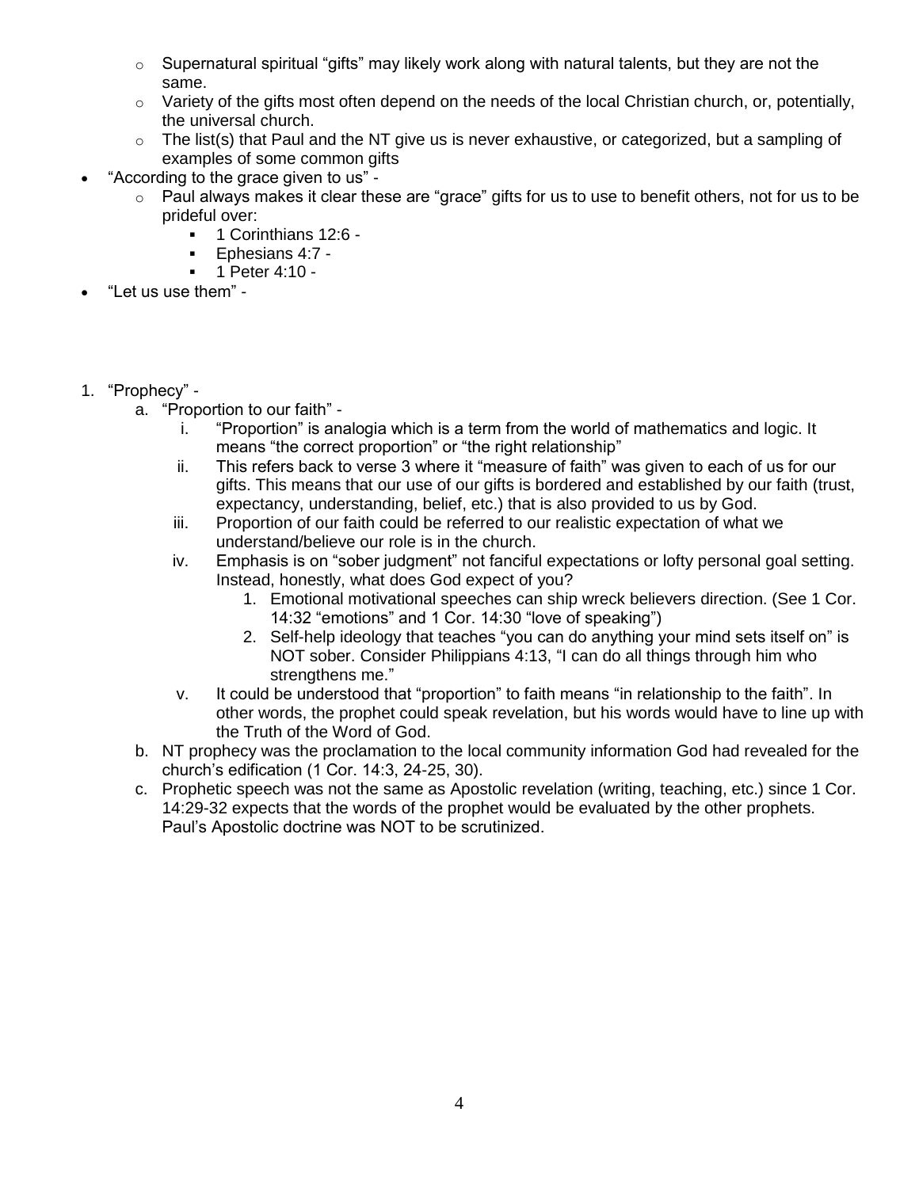- Supernatural spiritual “gifts” may likely work along with natural talents, but they are not the same.
  - Variety of the gifts most often depend on the needs of the local Christian church, or, potentially, the universal church.
  - The list(s) that Paul and the NT give us is never exhaustive, or categorized, but a sampling of examples of some common gifts
- “According to the grace given to us” -
  - Paul always makes it clear these are “grace” gifts for us to use to benefit others, not for us to be prideful over:
    - 1 Corinthians 12:6 -
    - Ephesians 4:7 -
    - 1 Peter 4:10 -
- “Let us use them” -

1. “Prophecy” -
   a. “Proportion to our faith” -
      i. “Proportion” is analogia which is a term from the world of mathematics and logic. It means “the correct proportion” or “the right relationship”
      ii. This refers back to verse 3 where it “measure of faith” was given to each of us for our gifts. This means that our use of our gifts is bordered and established by our faith (trust, expectancy, understanding, belief, etc.) that is also provided to us by God.
      iii. Proportion of our faith could be referred to our realistic expectation of what we understand/believe our role is in the church.
      iv. Emphasis is on “sober judgment” not fanciful expectations or lofty personal goal setting. Instead, honestly, what does God expect of you?
         1. Emotional motivational speeches can ship wreck believers direction. (See 1 Cor. 14:32 “emotions” and 1 Cor. 14:30 “love of speaking”)
         2. Self-help ideology that teaches “you can do anything your mind sets itself on” is NOT sober. Consider Philippians 4:13, “I can do all things through him who strengthens me.”
      v. It could be understood that “proportion” to faith means “in relationship to the faith”. In other words, the prophet could speak revelation, but his words would have to line up with the Truth of the Word of God.
   b. NT prophecy was the proclamation to the local community information God had revealed for the church’s edification (1 Cor. 14:3, 24-25, 30).
   c. Prophetic speech was not the same as Apostolic revelation (writing, teaching, etc.) since 1 Cor. 14:29-32 expects that the words of the prophet would be evaluated by the other prophets. Paul’s Apostolic doctrine was NOT to be scrutinized.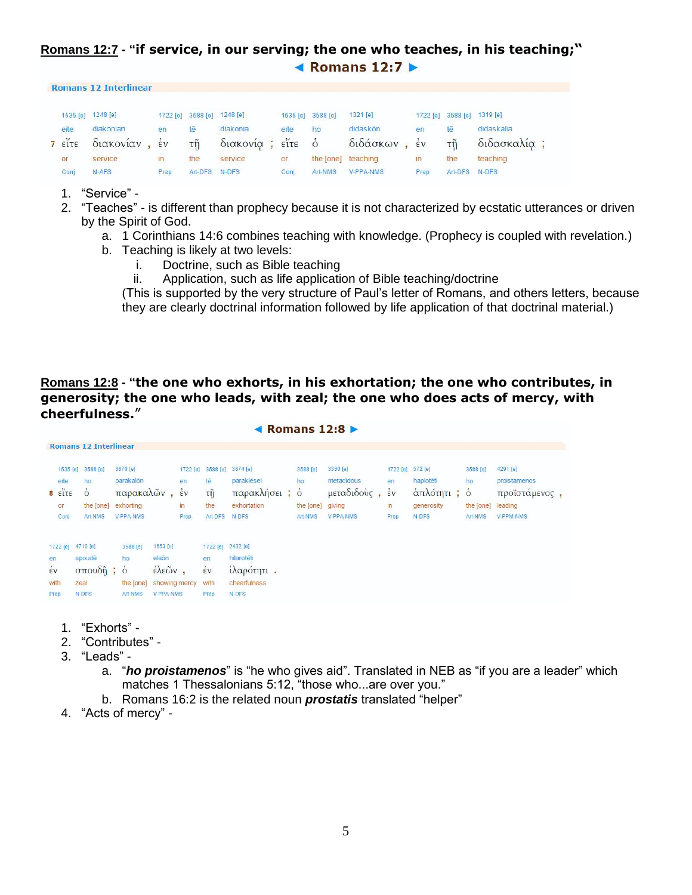**Romans 12:7** - **“if service, in our serving; the one who teaches, in his teaching;“**

**◄ Romans 12:7 ►**

Romans 12 Interlinear

| | | | | | | | | | | | | |
|---|---|---|---|---|---|---|---|---|---|---|---|---|
| | 1535 [e] | 1248 [e] | 1722 [e] | 3588 [e] | 1248 [e] | 1535 [e] | 3588 [e] | 1321 [e] | 1722 [e] | 3588 [e] | 1319 [e] |
| | eite | diakonian | en | tē | diakonia | eite | ho | didaskōn | en | tē | didaskalia |
| 7 | εἴτε | διακονίαν , | ἐν | τῇ | διακονίᾳ ; | εἴτε | ὁ | διδάσκων , | ἐν | τῇ | διδασκαλίᾳ ; |
| | or | service | in | the | service | or | the [one] | teaching | in | the | teaching |
| | Conj | N-AFS | Prep | Art-DFS | N-DFS | Conj | Art-NMS | V-PPA-NMS | Prep | Art-DFS | N-DFS |

1. “Service” -
2. “Teaches” - is different than prophecy because it is not characterized by ecstatic utterances or driven by the Spirit of God.
    a. 1 Corinthians 14:6 combines teaching with knowledge. (Prophecy is coupled with revelation.)
    b. Teaching is likely at two levels:
        i. Doctrine, such as Bible teaching
        ii. Application, such as life application of Bible teaching/doctrine
    
    (This is supported by the very structure of Paul’s letter of Romans, and others letters, because they are clearly doctrinal information followed by life application of that doctrinal material.)

**Romans 12:8** - **“the one who exhorts, in his exhortation; the one who contributes, in generosity; the one who leads, with zeal; the one who does acts of mercy, with cheerfulness.”**

**◄ Romans 12:8 ►**

Romans 12 Interlinear

| | | | | | | | | | | | | | |
|---|---|---|---|---|---|---|---|---|---|---|---|---|---|
| | 1535 [e] | 3588 [e] | 3870 [e] | 1722 [e] | 3588 [e] | 3874 [e] | 3588 [e] | 3330 [e] | 1722 [e] | 572 [e] | 3588 [e] | 4291 [e] |
| | eite | ho | parakalōn | en | tē | paraklēsei | ho | metadidous | en | haplotēti | ho | proistamenos |
| 8 | εἴτε | ὁ | παρακαλῶν , | ἐν | τῇ | παρακλήσει ; | ὁ | μεταδιδοὺς , | ἐν | ἁπλότητι ; | ὁ | προϊστάμενος , |
| | or | the [one] | exhorting | in | the | exhortation | the [one] | giving | in | generosity | the [one] | leading |
| | Conj | Art-NMS | V-PPA-NMS | Prep | Art-DFS | N-DFS | Art-NMS | V-PPA-NMS | Prep | N-DFS | Art-NMS | V-PPM-NMS |

| | | | | | |
|---|---|---|---|---|---|
| 1722 [e] | 4710 [e] | 3588 [e] | 1653 [e] | 1722 [e] | 2432 [e] |
| en | spoudē | ho | eleōn | en | hilarotēti |
| ἐν | σπουδῇ ; | ὁ | ἐλεῶν , | ἐν | ἱλαρότητι . |
| with | zeal | the [one] | showing mercy | with | cheerfulness |
| Prep | N-DFS | Art-NMS | V-PPA-NMS | Prep | N-DFS |

1. “Exhorts” -
2. “Contributes” -
3. “Leads” -
    a. “***ho proistamenos***” is “he who gives aid”. Translated in NEB as “if you are a leader” which matches 1 Thessalonians 5:12, “those who...are over you.”
    b. Romans 16:2 is the related noun ***prostatis*** translated “helper”
4. “Acts of mercy” -